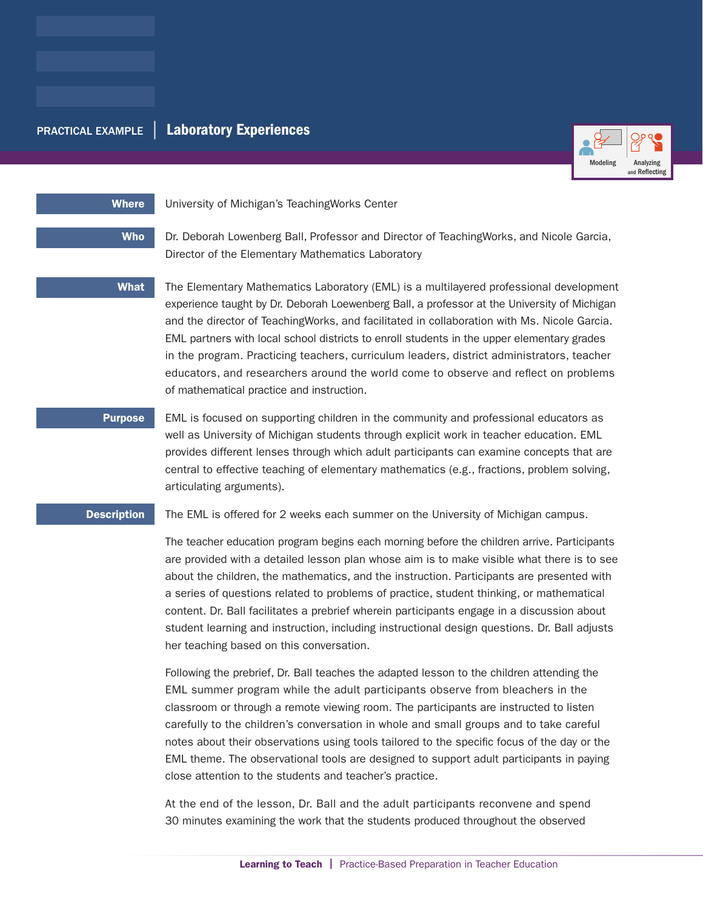PRACTICAL EXAMPLE | **Laboratory Experiences**

Modeling | Analyzing and Reflecting

**Where**

University of Michigan's TeachingWorks Center

**Who**

Dr. Deborah Lowenberg Ball, Professor and Director of TeachingWorks, and Nicole Garcia, Director of the Elementary Mathematics Laboratory

**What**

The Elementary Mathematics Laboratory (EML) is a multilayered professional development experience taught by Dr. Deborah Loewenberg Ball, a professor at the University of Michigan and the director of TeachingWorks, and facilitated in collaboration with Ms. Nicole Garcia. EML partners with local school districts to enroll students in the upper elementary grades in the program. Practicing teachers, curriculum leaders, district administrators, teacher educators, and researchers around the world come to observe and reflect on problems of mathematical practice and instruction.

**Purpose**

EML is focused on supporting children in the community and professional educators as well as University of Michigan students through explicit work in teacher education. EML provides different lenses through which adult participants can examine concepts that are central to effective teaching of elementary mathematics (e.g., fractions, problem solving, articulating arguments).

**Description**

The EML is offered for 2 weeks each summer on the University of Michigan campus.

The teacher education program begins each morning before the children arrive. Participants are provided with a detailed lesson plan whose aim is to make visible what there is to see about the children, the mathematics, and the instruction. Participants are presented with a series of questions related to problems of practice, student thinking, or mathematical content. Dr. Ball facilitates a prebrief wherein participants engage in a discussion about student learning and instruction, including instructional design questions. Dr. Ball adjusts her teaching based on this conversation.

Following the prebrief, Dr. Ball teaches the adapted lesson to the children attending the EML summer program while the adult participants observe from bleachers in the classroom or through a remote viewing room. The participants are instructed to listen carefully to the children's conversation in whole and small groups and to take careful notes about their observations using tools tailored to the specific focus of the day or the EML theme. The observational tools are designed to support adult participants in paying close attention to the students and teacher's practice.

At the end of the lesson, Dr. Ball and the adult participants reconvene and spend 30 minutes examining the work that the students produced throughout the observed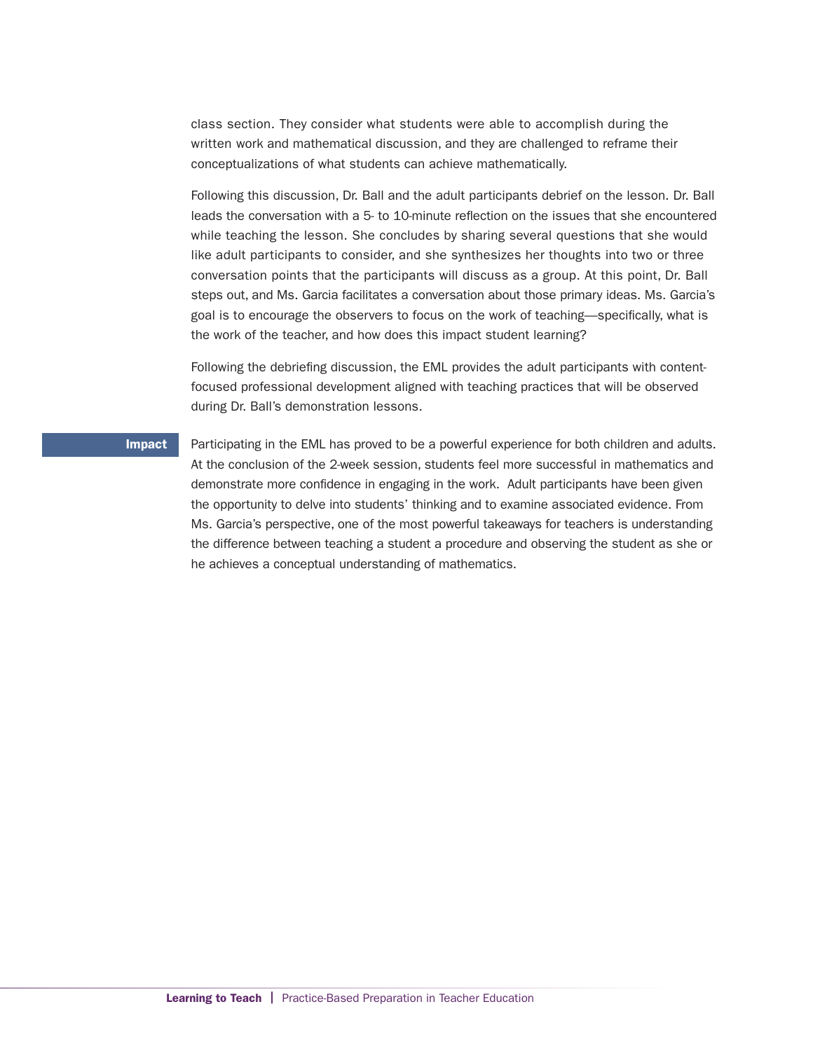class section. They consider what students were able to accomplish during the written work and mathematical discussion, and they are challenged to reframe their conceptualizations of what students can achieve mathematically.

Following this discussion, Dr. Ball and the adult participants debrief on the lesson. Dr. Ball leads the conversation with a 5- to 10-minute reflection on the issues that she encountered while teaching the lesson. She concludes by sharing several questions that she would like adult participants to consider, and she synthesizes her thoughts into two or three conversation points that the participants will discuss as a group. At this point, Dr. Ball steps out, and Ms. Garcia facilitates a conversation about those primary ideas. Ms. Garcia's goal is to encourage the observers to focus on the work of teaching—specifically, what is the work of the teacher, and how does this impact student learning?

Following the debriefing discussion, the EML provides the adult participants with content-focused professional development aligned with teaching practices that will be observed during Dr. Ball's demonstration lessons.

## Impact

Participating in the EML has proved to be a powerful experience for both children and adults. At the conclusion of the 2-week session, students feel more successful in mathematics and demonstrate more confidence in engaging in the work. Adult participants have been given the opportunity to delve into students' thinking and to examine associated evidence. From Ms. Garcia's perspective, one of the most powerful takeaways for teachers is understanding the difference between teaching a student a procedure and observing the student as she or he achieves a conceptual understanding of mathematics.